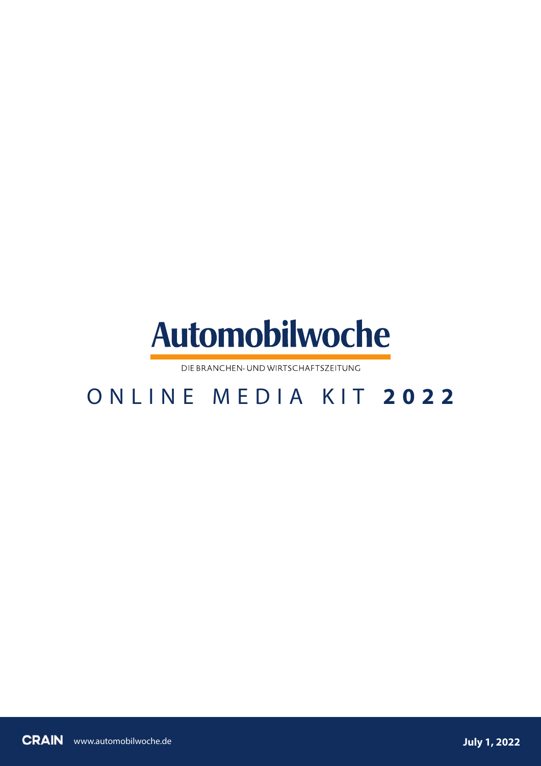# Automobilwoche

DIE BRANCHEN- UND WIRTSCHAFTSZEITUNG

## ONLINE MEDIA KIT **2022**

CRAIN www.automobilwoche.de **July 1, 2022**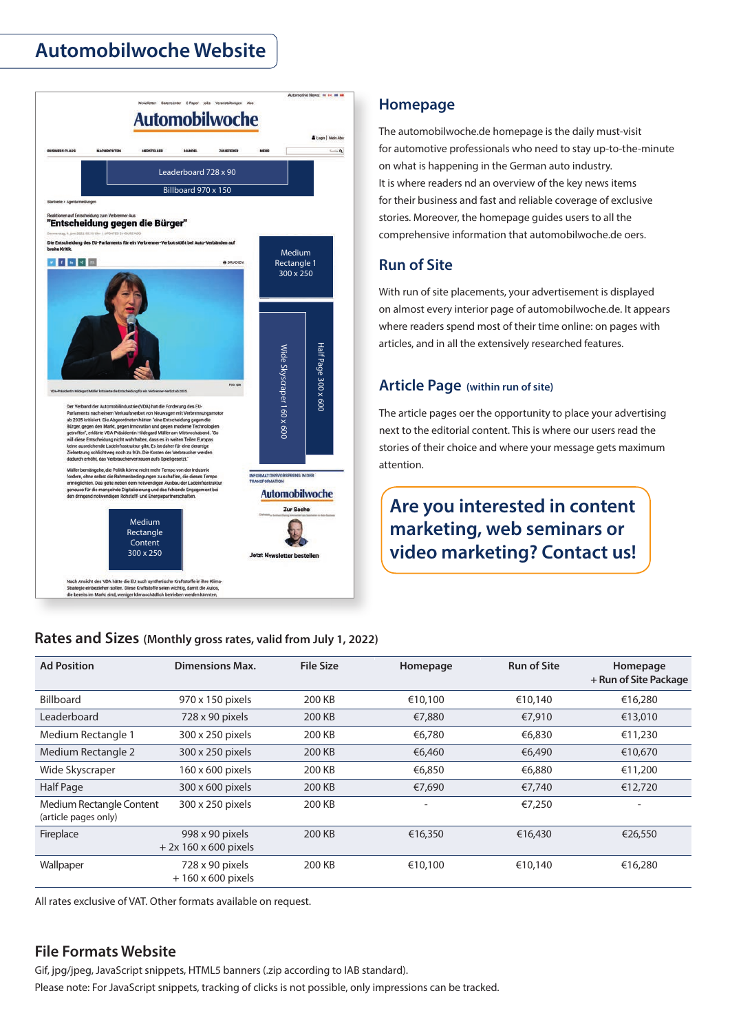# Automobilwoche Website

## Homepage

The automobilwoche.de homepage is the daily must-visit for automotive professionals who need to stay up-to-the-minute on what is happening in the German auto industry. It is where readers nd an overview of the key news items for their business and fast and reliable coverage of exclusive stories. Moreover, the homepage guides users to all the comprehensive information that automobilwoche.de oers.

## Run of Site

With run of site placements, your advertisement is displayed on almost every interior page of automobilwoche.de. It appears where readers spend most of their time online: on pages with articles, and in all the extensively researched features.

## Article Page (within run of site)

The article pages oer the opportunity to place your advertising next to the editorial content. This is where our users read the stories of their choice and where your message gets maximum attention.

**Are you interested in content marketing, web seminars or video marketing? Contact us!**

## Rates and Sizes (Monthly gross rates, valid from July 1, 2022)

| Ad Position | Dimensions Max. | File Size | Homepage | Run of Site | Homepage + Run of Site Package |
|---|---|---|---|---|---|
| Billboard | 970 x 150 pixels | 200 KB | €10,100 | €10,140 | €16,280 |
| Leaderboard | 728 x 90 pixels | 200 KB | €7,880 | €7,910 | €13,010 |
| Medium Rectangle 1 | 300 x 250 pixels | 200 KB | €6,780 | €6,830 | €11,230 |
| Medium Rectangle 2 | 300 x 250 pixels | 200 KB | €6,460 | €6,490 | €10,670 |
| Wide Skyscraper | 160 x 600 pixels | 200 KB | €6,850 | €6,880 | €11,200 |
| Half Page | 300 x 600 pixels | 200 KB | €7,690 | €7,740 | €12,720 |
| Medium Rectangle Content (article pages only) | 300 x 250 pixels | 200 KB | - | €7,250 | - |
| Fireplace | 998 x 90 pixels + 2x 160 x 600 pixels | 200 KB | €16,350 | €16,430 | €26,550 |
| Wallpaper | 728 x 90 pixels + 160 x 600 pixels | 200 KB | €10,100 | €10,140 | €16,280 |

All rates exclusive of VAT. Other formats available on request.

## File Formats Website

Gif, jpg/jpeg, JavaScript snippets, HTML5 banners (.zip according to IAB standard).

Please note: For JavaScript snippets, tracking of clicks is not possible, only impressions can be tracked.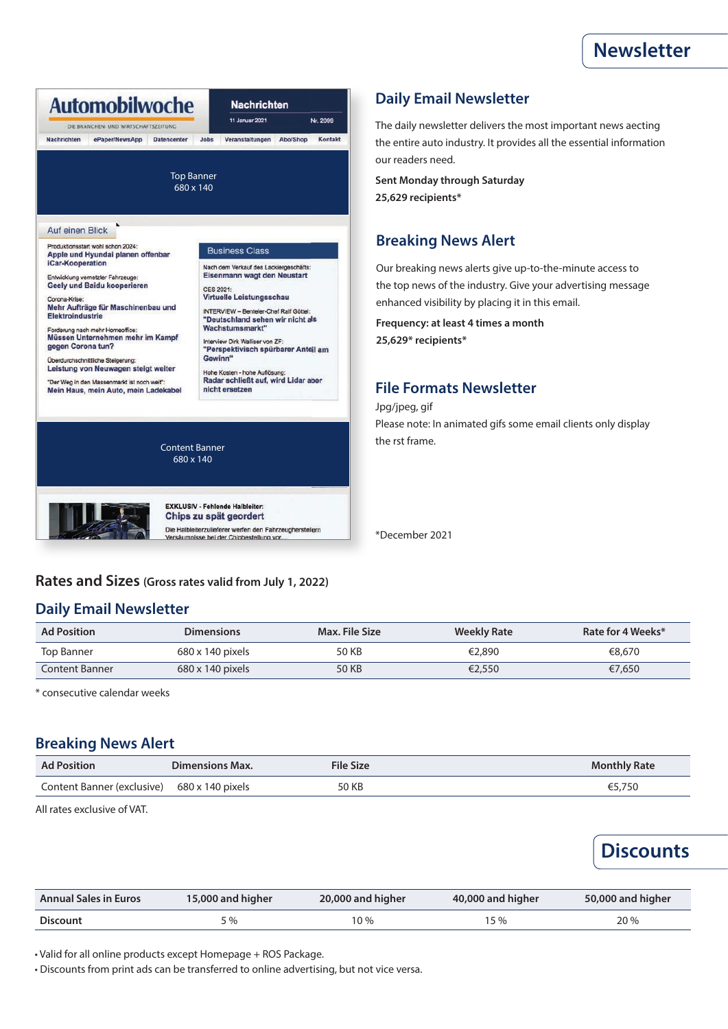# Newsletter

## Daily Email Newsletter

The daily newsletter delivers the most important news aecting the entire auto industry. It provides all the essential information our readers need.

**Sent Monday through Saturday**
**25,629 recipients***

## Breaking News Alert

Our breaking news alerts give up-to-the-minute access to the top news of the industry. Give your advertising message enhanced visibility by placing it in this email.

**Frequency: at least 4 times a month**
**25,629* recipients***

## File Formats Newsletter

Jpg/jpeg, gif
Please note: In animated gifs some email clients only display the rst frame.

*December 2021

## Rates and Sizes (Gross rates valid from July 1, 2022)

### Daily Email Newsletter

| Ad Position | Dimensions | Max. File Size | Weekly Rate | Rate for 4 Weeks* |
|---|---|---|---|---|
| Top Banner | 680 x 140 pixels | 50 KB | €2,890 | €8,670 |
| Content Banner | 680 x 140 pixels | 50 KB | €2,550 | €7,650 |

* consecutive calendar weeks

### Breaking News Alert

| Ad Position | Dimensions Max. | File Size | Monthly Rate |
|---|---|---|---|
| Content Banner (exclusive) | 680 x 140 pixels | 50 KB | €5,750 |

All rates exclusive of VAT.

# Discounts

| Annual Sales in Euros | 15,000 and higher | 20,000 and higher | 40,000 and higher | 50,000 and higher |
|---|---|---|---|---|
| Discount | 5 % | 10 % | 15 % | 20 % |

- Valid for all online products except Homepage + ROS Package.
- Discounts from print ads can be transferred to online advertising, but not vice versa.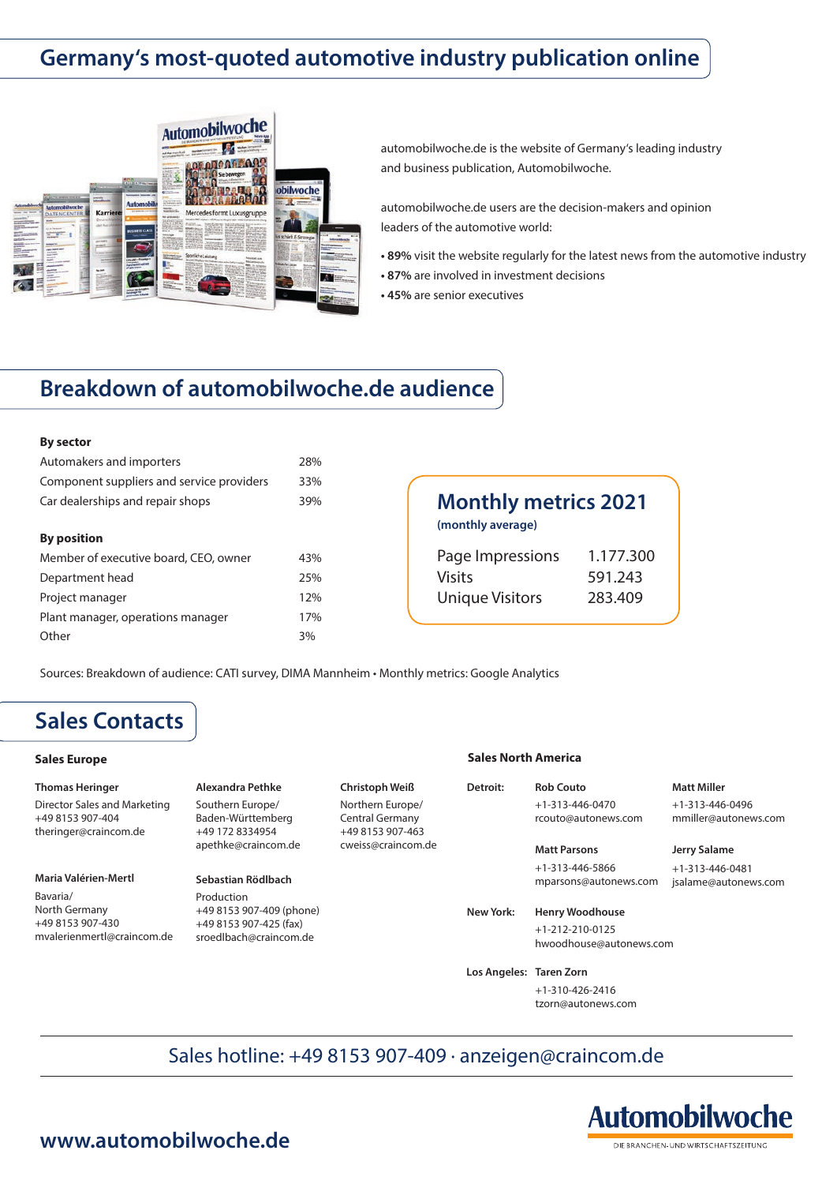## Germany's most-quoted automotive industry publication online

automobilwoche.de is the website of Germany's leading industry and business publication, Automobilwoche.

automobilwoche.de users are the decision-makers and opinion leaders of the automotive world:

- **89%** visit the website regularly for the latest news from the automotive industry
- **87%** are involved in investment decisions
- **45%** are senior executives

## Breakdown of automobilwoche.de audience

**By sector**

| | |
|---|---|
| Automakers and importers | 28% |
| Component suppliers and service providers | 33% |
| Car dealerships and repair shops | 39% |

**By position**

| | |
|---|---|
| Member of executive board, CEO, owner | 43% |
| Department head | 25% |
| Project manager | 12% |
| Plant manager, operations manager | 17% |
| Other | 3% |

### Monthly metrics 2021

**(monthly average)**

| | |
|---|---|
| Page Impressions | 1.177.300 |
| Visits | 591.243 |
| Unique Visitors | 283.409 |

Sources: Breakdown of audience: CATI survey, DIMA Mannheim • Monthly metrics: Google Analytics

## Sales Contacts

### Sales Europe

**Thomas Heringer**
Director Sales and Marketing
+49 8153 907-404
theringer@craincom.de

**Alexandra Pethke**
Southern Europe/
Baden-Württemberg
+49 172 8334954
apethke@craincom.de

**Christoph Weiß**
Northern Europe/
Central Germany
+49 8153 907-463
cweiss@craincom.de

**Maria Valérien-Mertl**
Bavaria/
North Germany
+49 8153 907-430
mvalerienmertl@craincom.de

**Sebastian Rödlbach**
Production
+49 8153 907-409 (phone)
+49 8153 907-425 (fax)
sroedlbach@craincom.de

### Sales North America

**Detroit:**

**Rob Couto**
+1-313-446-0470
rcouto@autonews.com

**Matt Miller**
+1-313-446-0496
mmiller@autonews.com

**Matt Parsons**
+1-313-446-5866
mparsons@autonews.com

**Jerry Salame**
+1-313-446-0481
jsalame@autonews.com

**New York:**

**Henry Woodhouse**
+1-212-210-0125
hwoodhouse@autonews.com

**Los Angeles:**

**Taren Zorn**
+1-310-426-2416
tzorn@autonews.com

Sales hotline: +49 8153 907-409 · anzeigen@craincom.de

**www.automobilwoche.de**

Automobilwoche
DIE BRANCHEN- UND WIRTSCHAFTSZEITUNG